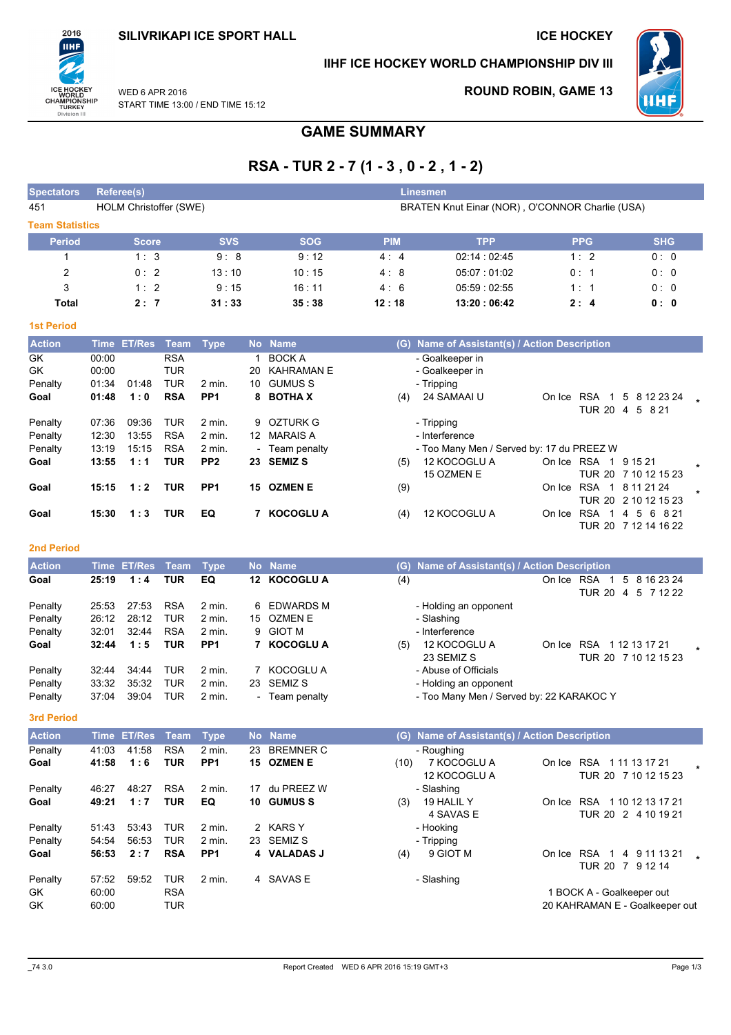SILIVRIKAPI ICE SPORT HALL

ICE HOCKEY

IIHF ICE HOCKEY WORLD CHAMPIONSHIP DIV III

WED 6 APR 2016
START TIME 13:00 / END TIME 15:12

ROUND ROBIN, GAME 13

# GAME SUMMARY

## RSA - TUR 2 - 7 (1 - 3 , 0 - 2 , 1 - 2)

| Spectators | Referee(s) | Linesmen |
|---|---|---|
| 451 | HOLM Christoffer (SWE) | BRATEN Knut Einar (NOR) , O'CONNOR Charlie (USA) |

### Team Statistics

| Period | Score | SVS | SOG | PIM | TPP | PPG | SHG |
|---|---|---|---|---|---|---|---|
| 1 | 1 : 3 | 9 : 8 | 9 : 12 | 4 : 4 | 02:14 : 02:45 | 1 : 2 | 0 : 0 |
| 2 | 0 : 2 | 13 : 10 | 10 : 15 | 4 : 8 | 05:07 : 01:02 | 0 : 1 | 0 : 0 |
| 3 | 1 : 2 | 9 : 15 | 16 : 11 | 4 : 6 | 05:59 : 02:55 | 1 : 1 | 0 : 0 |
| **Total** | **2 : 7** | **31 : 33** | **35 : 38** | **12 : 18** | **13:20 : 06:42** | **2 : 4** | **0 : 0** |

### 1st Period

| Action | Time | ET/Res | Team | Type | No | Name | (G) | Name of Assistant(s) / Action Description | On Ice |
|---|---|---|---|---|---|---|---|---|---|
| GK | 00:00 | | RSA | | 1 | BOCK A | | - Goalkeeper in | |
| GK | 00:00 | | TUR | | 20 | KAHRAMAN E | | - Goalkeeper in | |
| Penalty | 01:34 | 01:48 | TUR | 2 min. | 10 | GUMUS S | | - Tripping | |
| **Goal** | **01:48** | **1 : 0** | **RSA** | **PP1** | **8** | **BOTHA X** | (4) | 24 SAMAAI U | RSA 1 5 8 12 23 24 / TUR 20 4 5 8 21 * |
| Penalty | 07:36 | 09:36 | TUR | 2 min. | 9 | OZTURK G | | - Tripping | |
| Penalty | 12:30 | 13:55 | RSA | 2 min. | 12 | MARAIS A | | - Interference | |
| Penalty | 13:19 | 15:15 | RSA | 2 min. | - | Team penalty | | - Too Many Men / Served by: 17 du PREEZ W | |
| **Goal** | **13:55** | **1 : 1** | **TUR** | **PP2** | **23** | **SEMIZ S** | (5) | 12 KOCOGLU A, 15 OZMEN E | RSA 1 9 15 21 / TUR 20 7 10 12 15 23 * |
| **Goal** | **15:15** | **1 : 2** | **TUR** | **PP1** | **15** | **OZMEN E** | (9) | | RSA 1 8 11 21 24 / TUR 20 2 10 12 15 23 * |
| **Goal** | **15:30** | **1 : 3** | **TUR** | **EQ** | **7** | **KOCOGLU A** | (4) | 12 KOCOGLU A | RSA 1 4 5 6 8 21 / TUR 20 7 12 14 16 22 |

### 2nd Period

| Action | Time | ET/Res | Team | Type | No | Name | (G) | Name of Assistant(s) / Action Description | On Ice |
|---|---|---|---|---|---|---|---|---|---|
| **Goal** | **25:19** | **1 : 4** | **TUR** | **EQ** | **12** | **KOCOGLU A** | (4) | | RSA 1 5 8 16 23 24 / TUR 20 4 5 7 12 22 |
| Penalty | 25:53 | 27:53 | RSA | 2 min. | 6 | EDWARDS M | | - Holding an opponent | |
| Penalty | 26:12 | 28:12 | TUR | 2 min. | 15 | OZMEN E | | - Slashing | |
| Penalty | 32:01 | 32:44 | RSA | 2 min. | 9 | GIOT M | | - Interference | |
| **Goal** | **32:44** | **1 : 5** | **TUR** | **PP1** | **7** | **KOCOGLU A** | (5) | 12 KOCOGLU A, 23 SEMIZ S | RSA 1 12 13 17 21 / TUR 20 7 10 12 15 23 * |
| Penalty | 32:44 | 34:44 | TUR | 2 min. | 7 | KOCOGLU A | | - Abuse of Officials | |
| Penalty | 33:32 | 35:32 | TUR | 2 min. | 23 | SEMIZ S | | - Holding an opponent | |
| Penalty | 37:04 | 39:04 | TUR | 2 min. | - | Team penalty | | - Too Many Men / Served by: 22 KARAKOC Y | |

### 3rd Period

| Action | Time | ET/Res | Team | Type | No | Name | (G) | Name of Assistant(s) / Action Description | On Ice |
|---|---|---|---|---|---|---|---|---|---|
| Penalty | 41:03 | 41:58 | RSA | 2 min. | 23 | BREMNER C | | - Roughing | |
| **Goal** | **41:58** | **1 : 6** | **TUR** | **PP1** | **15** | **OZMEN E** | (10) | 7 KOCOGLU A, 12 KOCOGLU A | RSA 1 11 13 17 21 / TUR 20 7 10 12 15 23 * |
| Penalty | 46:27 | 48:27 | RSA | 2 min. | 17 | du PREEZ W | | - Slashing | |
| **Goal** | **49:21** | **1 : 7** | **TUR** | **EQ** | **10** | **GUMUS S** | (3) | 19 HALIL Y, 4 SAVAS E | RSA 1 10 12 13 17 21 / TUR 20 2 4 10 19 21 |
| Penalty | 51:43 | 53:43 | TUR | 2 min. | 2 | KARS Y | | - Hooking | |
| Penalty | 54:54 | 56:53 | TUR | 2 min. | 23 | SEMIZ S | | - Tripping | |
| **Goal** | **56:53** | **2 : 7** | **RSA** | **PP1** | **4** | **VALADAS J** | (4) | 9 GIOT M | RSA 1 4 9 11 13 21 / TUR 20 7 9 12 14 * |
| Penalty | 57:52 | 59:52 | TUR | 2 min. | 4 | SAVAS E | | - Slashing | |
| GK | 60:00 | | RSA | | | | | | 1 BOCK A - Goalkeeper out |
| GK | 60:00 | | TUR | | | | | | 20 KAHRAMAN E - Goalkeeper out |

_74 3.0 — Report Created WED 6 APR 2016 15:19 GMT+3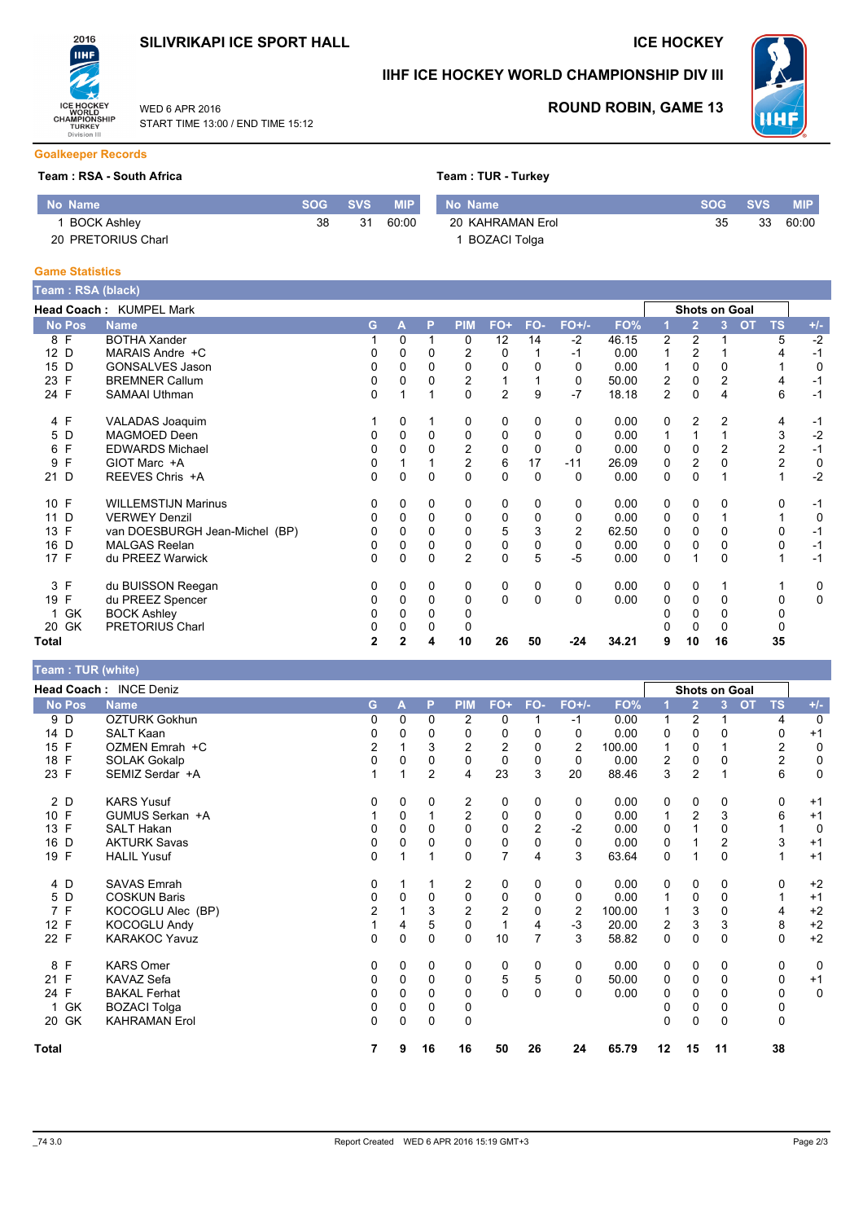# SILIVRIKAPI ICE SPORT HALL

## ICE HOCKEY

## IIHF ICE HOCKEY WORLD CHAMPIONSHIP DIV III

## ROUND ROBIN, GAME 13

WED 6 APR 2016
START TIME 13:00 / END TIME 15:12

### Goalkeeper Records

**Team : RSA - South Africa**

| No | Name | SOG | SVS | MIP |
|---|---|---|---|---|
| 1 | BOCK Ashley | 38 | 31 | 60:00 |
| 20 | PRETORIUS Charl | | | |

**Team : TUR - Turkey**

| No | Name | SOG | SVS | MIP |
|---|---|---|---|---|
| 20 | KAHRAMAN Erol | 35 | 33 | 60:00 |
| 1 | BOZACI Tolga | | | |

### Game Statistics

**Team : RSA (black)**

**Head Coach :** KUMPEL Mark

| No | Pos | Name | G | A | P | PIM | FO+ | FO- | FO+/- | FO% | Shots on Goal 1 | 2 | 3 | OT | TS | +/- |
|---|---|---|---|---|---|---|---|---|---|---|---|---|---|---|---|---|
| 8 | F | BOTHA Xander | 1 | 0 | 1 | 0 | 12 | 14 | -2 | 46.15 | 2 | 2 | 1 | | 5 | -2 |
| 12 | D | MARAIS Andre +C | 0 | 0 | 0 | 2 | 0 | 1 | -1 | 0.00 | 1 | 2 | 1 | | 4 | -1 |
| 15 | D | GONSALVES Jason | 0 | 0 | 0 | 0 | 0 | 0 | 0 | 0.00 | 1 | 0 | 0 | | 1 | 0 |
| 23 | F | BREMNER Callum | 0 | 0 | 0 | 2 | 1 | 1 | 0 | 50.00 | 2 | 0 | 2 | | 4 | -1 |
| 24 | F | SAMAAI Uthman | 0 | 1 | 1 | 0 | 2 | 9 | -7 | 18.18 | 2 | 0 | 4 | | 6 | -1 |
| 4 | F | VALADAS Joaquim | 1 | 0 | 1 | 0 | 0 | 0 | 0 | 0.00 | 0 | 2 | 2 | | 4 | -1 |
| 5 | D | MAGMOED Deen | 0 | 0 | 0 | 0 | 0 | 0 | 0 | 0.00 | 1 | 1 | 1 | | 3 | -2 |
| 6 | F | EDWARDS Michael | 0 | 0 | 0 | 2 | 0 | 0 | 0 | 0.00 | 0 | 0 | 2 | | 2 | -1 |
| 9 | F | GIOT Marc +A | 0 | 1 | 1 | 2 | 6 | 17 | -11 | 26.09 | 0 | 2 | 0 | | 2 | 0 |
| 21 | D | REEVES Chris +A | 0 | 0 | 0 | 0 | 0 | 0 | 0 | 0.00 | 0 | 0 | 1 | | 1 | -2 |
| 10 | F | WILLEMSTIJN Marinus | 0 | 0 | 0 | 0 | 0 | 0 | 0 | 0.00 | 0 | 0 | 0 | | 0 | -1 |
| 11 | D | VERWEY Denzil | 0 | 0 | 0 | 0 | 0 | 0 | 0 | 0.00 | 0 | 0 | 1 | | 1 | 0 |
| 13 | F | van DOESBURGH Jean-Michel (BP) | 0 | 0 | 0 | 0 | 5 | 3 | 2 | 62.50 | 0 | 0 | 0 | | 0 | -1 |
| 16 | D | MALGAS Reelan | 0 | 0 | 0 | 0 | 0 | 0 | 0 | 0.00 | 0 | 0 | 0 | | 0 | -1 |
| 17 | F | du PREEZ Warwick | 0 | 0 | 0 | 2 | 0 | 5 | -5 | 0.00 | 0 | 1 | 0 | | 1 | -1 |
| 3 | F | du BUISSON Reegan | 0 | 0 | 0 | 0 | 0 | 0 | 0 | 0.00 | 0 | 0 | 1 | | 1 | 0 |
| 19 | F | du PREEZ Spencer | 0 | 0 | 0 | 0 | 0 | 0 | 0 | 0.00 | 0 | 0 | 0 | | 0 | 0 |
| 1 | GK | BOCK Ashley | 0 | 0 | 0 | 0 | | | | | 0 | 0 | 0 | | 0 | |
| 20 | GK | PRETORIUS Charl | 0 | 0 | 0 | 0 | | | | | 0 | 0 | 0 | | 0 | |
| **Total** | | | **2** | **2** | **4** | **10** | **26** | **50** | **-24** | **34.21** | **9** | **10** | **16** | | **35** | |

**Team : TUR (white)**

**Head Coach :** INCE Deniz

| No | Pos | Name | G | A | P | PIM | FO+ | FO- | FO+/- | FO% | Shots on Goal 1 | 2 | 3 | OT | TS | +/- |
|---|---|---|---|---|---|---|---|---|---|---|---|---|---|---|---|---|
| 9 | D | OZTURK Gokhun | 0 | 0 | 0 | 2 | 0 | 1 | -1 | 0.00 | 1 | 2 | 1 | | 4 | 0 |
| 14 | D | SALT Kaan | 0 | 0 | 0 | 0 | 0 | 0 | 0 | 0.00 | 0 | 0 | 0 | | 0 | +1 |
| 15 | F | OZMEN Emrah +C | 2 | 1 | 3 | 2 | 2 | 0 | 2 | 100.00 | 1 | 0 | 1 | | 2 | 0 |
| 18 | F | SOLAK Gokalp | 0 | 0 | 0 | 0 | 0 | 0 | 0 | 0.00 | 2 | 0 | 0 | | 2 | 0 |
| 23 | F | SEMIZ Serdar +A | 1 | 1 | 2 | 4 | 23 | 3 | 20 | 88.46 | 3 | 2 | 1 | | 6 | 0 |
| 2 | D | KARS Yusuf | 0 | 0 | 0 | 2 | 0 | 0 | 0 | 0.00 | 0 | 0 | 0 | | 0 | +1 |
| 10 | F | GUMUS Serkan +A | 1 | 0 | 1 | 2 | 0 | 0 | 0 | 0.00 | 1 | 2 | 3 | | 6 | +1 |
| 13 | F | SALT Hakan | 0 | 0 | 0 | 0 | 0 | 2 | -2 | 0.00 | 0 | 1 | 0 | | 1 | 0 |
| 16 | D | AKTURK Savas | 0 | 0 | 0 | 0 | 0 | 0 | 0 | 0.00 | 0 | 1 | 2 | | 3 | +1 |
| 19 | F | HALIL Yusuf | 0 | 1 | 1 | 0 | 7 | 4 | 3 | 63.64 | 0 | 1 | 0 | | 1 | +1 |
| 4 | D | SAVAS Emrah | 0 | 1 | 1 | 2 | 0 | 0 | 0 | 0.00 | 0 | 0 | 0 | | 0 | +2 |
| 5 | D | COSKUN Baris | 0 | 0 | 0 | 0 | 0 | 0 | 0 | 0.00 | 1 | 0 | 0 | | 1 | +1 |
| 7 | F | KOCOGLU Alec (BP) | 2 | 1 | 3 | 2 | 2 | 0 | 2 | 100.00 | 1 | 3 | 0 | | 4 | +2 |
| 12 | F | KOCOGLU Andy | 1 | 4 | 5 | 0 | 1 | 4 | -3 | 20.00 | 2 | 3 | 3 | | 8 | +2 |
| 22 | F | KARAKOC Yavuz | 0 | 0 | 0 | 0 | 10 | 7 | 3 | 58.82 | 0 | 0 | 0 | | 0 | +2 |
| 8 | F | KARS Omer | 0 | 0 | 0 | 0 | 0 | 0 | 0 | 0.00 | 0 | 0 | 0 | | 0 | 0 |
| 21 | F | KAVAZ Sefa | 0 | 0 | 0 | 0 | 5 | 5 | 0 | 50.00 | 0 | 0 | 0 | | 0 | +1 |
| 24 | F | BAKAL Ferhat | 0 | 0 | 0 | 0 | 0 | 0 | 0 | 0.00 | 0 | 0 | 0 | | 0 | 0 |
| 1 | GK | BOZACI Tolga | 0 | 0 | 0 | 0 | | | | | 0 | 0 | 0 | | 0 | |
| 20 | GK | KAHRAMAN Erol | 0 | 0 | 0 | 0 | | | | | 0 | 0 | 0 | | 0 | |
| **Total** | | | **7** | **9** | **16** | **16** | **50** | **26** | **24** | **65.79** | **12** | **15** | **11** | | **38** | |

_74 3.0 Report Created WED 6 APR 2016 15:19 GMT+3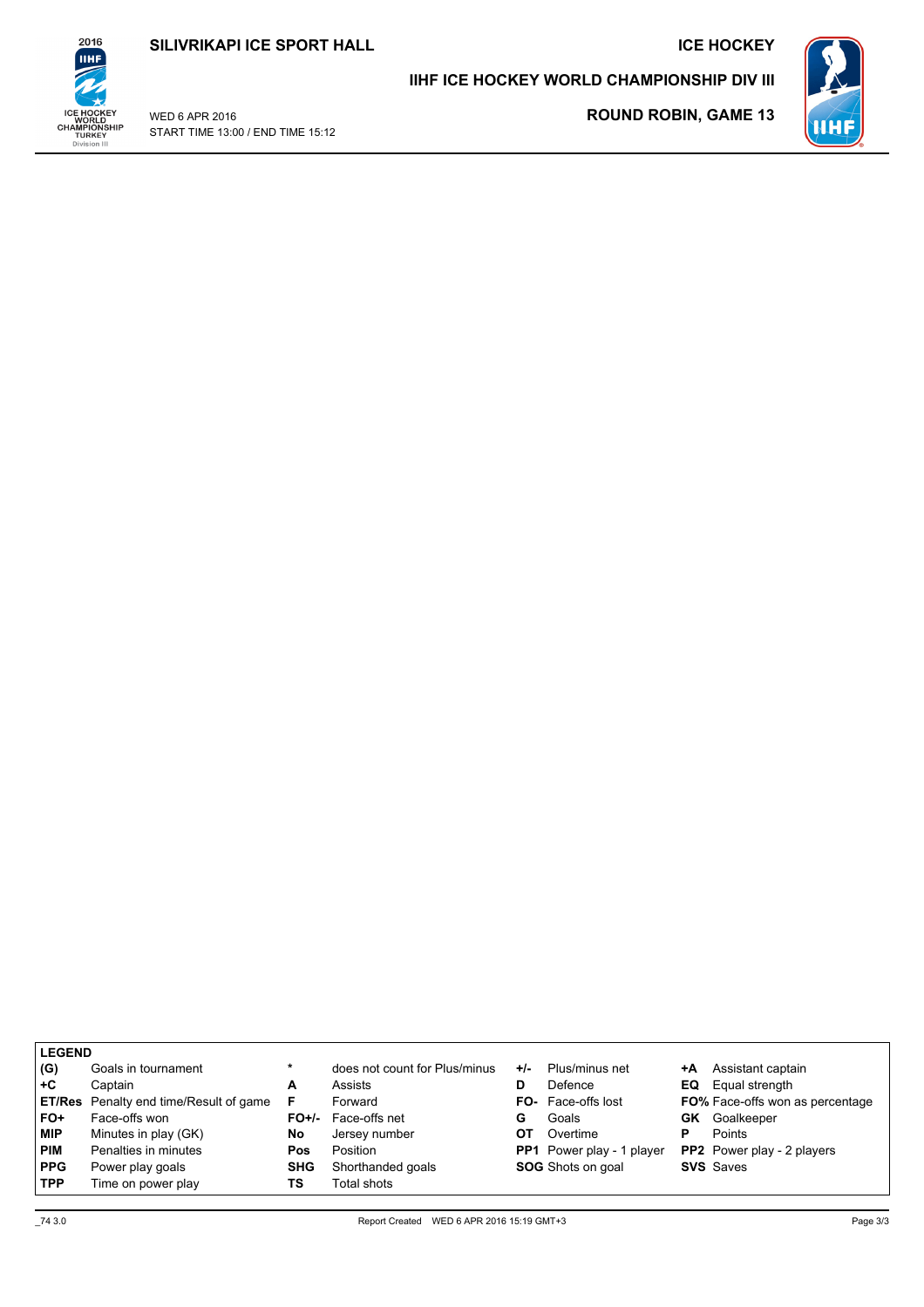| LEGEND | | | | | | | |
|---|---|---|---|---|---|---|---|
| (G) | Goals in tournament | * | does not count for Plus/minus | +/- | Plus/minus net | +A | Assistant captain |
| +C | Captain | A | Assists | D | Defence | EQ | Equal strength |
| ET/Res | Penalty end time/Result of game | F | Forward | FO- | Face-offs lost | FO% | Face-offs won as percentage |
| FO+ | Face-offs won | FO+/- | Face-offs net | G | Goals | GK | Goalkeeper |
| MIP | Minutes in play (GK) | No | Jersey number | OT | Overtime | P | Points |
| PIM | Penalties in minutes | Pos | Position | PP1 | Power play - 1 player | PP2 | Power play - 2 players |
| PPG | Power play goals | SHG | Shorthanded goals | SOG | Shots on goal | SVS | Saves |
| TPP | Time on power play | TS | Total shots | | | | |